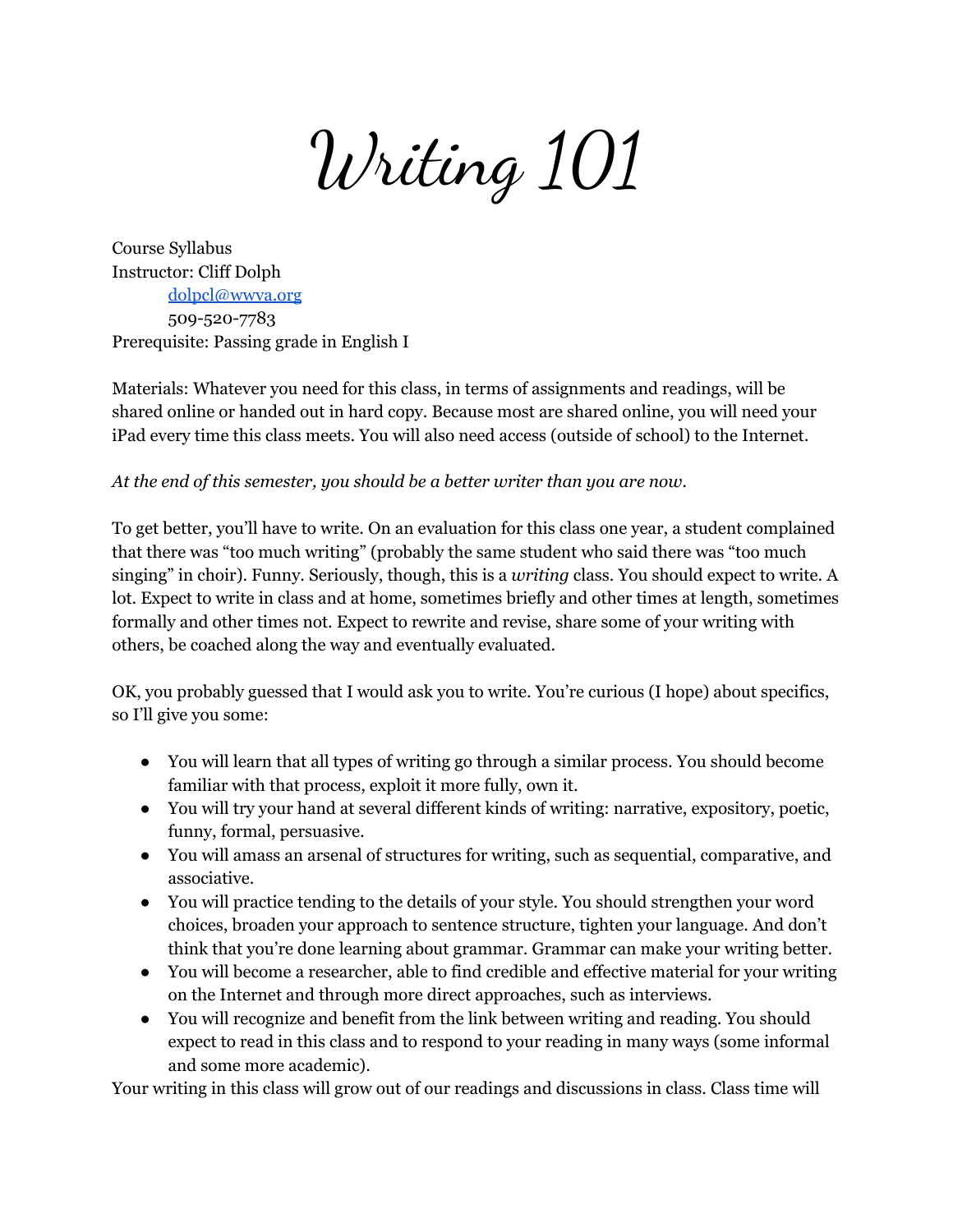# Writing 101

Course Syllabus
Instructor: Cliff Dolph
dolpcl@wwva.org
509-520-7783
Prerequisite: Passing grade in English I

Materials: Whatever you need for this class, in terms of assignments and readings, will be shared online or handed out in hard copy. Because most are shared online, you will need your iPad every time this class meets. You will also need access (outside of school) to the Internet.

*At the end of this semester, you should be a better writer than you are now.*

To get better, you'll have to write. On an evaluation for this class one year, a student complained that there was "too much writing" (probably the same student who said there was "too much singing" in choir). Funny. Seriously, though, this is a *writing* class. You should expect to write. A lot. Expect to write in class and at home, sometimes briefly and other times at length, sometimes formally and other times not. Expect to rewrite and revise, share some of your writing with others, be coached along the way and eventually evaluated.

OK, you probably guessed that I would ask you to write. You're curious (I hope) about specifics, so I'll give you some:

- You will learn that all types of writing go through a similar process. You should become familiar with that process, exploit it more fully, own it.
- You will try your hand at several different kinds of writing: narrative, expository, poetic, funny, formal, persuasive.
- You will amass an arsenal of structures for writing, such as sequential, comparative, and associative.
- You will practice tending to the details of your style. You should strengthen your word choices, broaden your approach to sentence structure, tighten your language. And don't think that you're done learning about grammar. Grammar can make your writing better.
- You will become a researcher, able to find credible and effective material for your writing on the Internet and through more direct approaches, such as interviews.
- You will recognize and benefit from the link between writing and reading. You should expect to read in this class and to respond to your reading in many ways (some informal and some more academic).

Your writing in this class will grow out of our readings and discussions in class. Class time will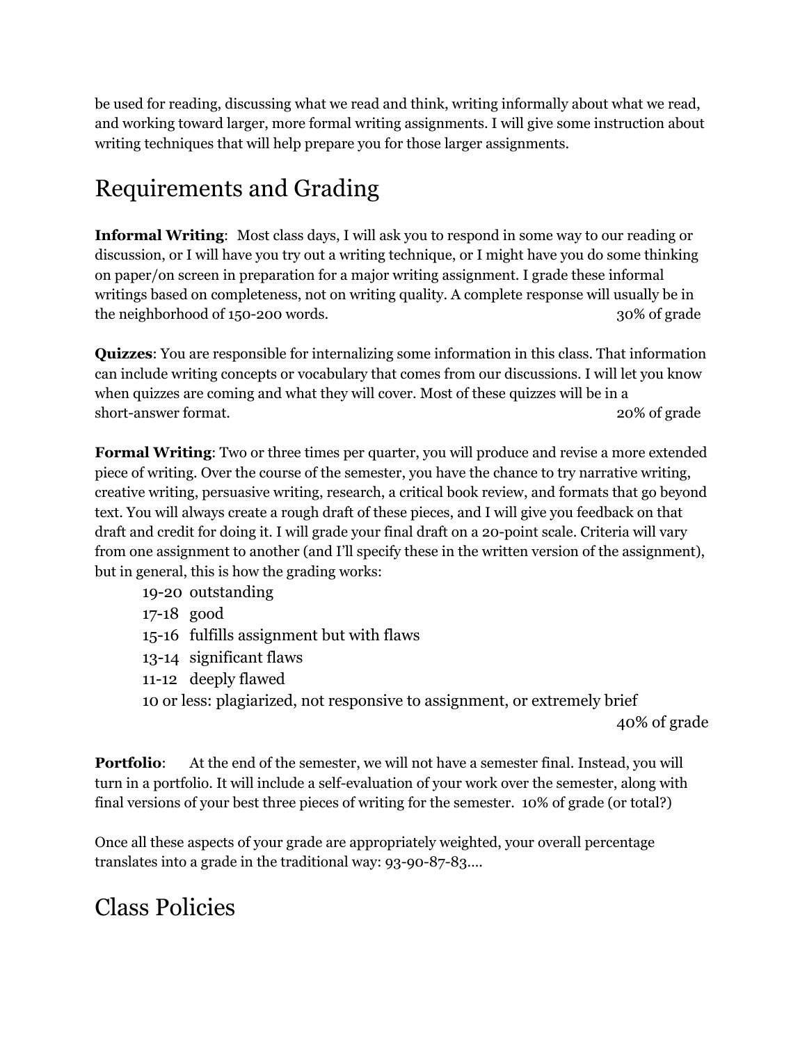be used for reading, discussing what we read and think, writing informally about what we read, and working toward larger, more formal writing assignments. I will give some instruction about writing techniques that will help prepare you for those larger assignments.

## Requirements and Grading

**Informal Writing**: Most class days, I will ask you to respond in some way to our reading or discussion, or I will have you try out a writing technique, or I might have you do some thinking on paper/on screen in preparation for a major writing assignment. I grade these informal writings based on completeness, not on writing quality. A complete response will usually be in the neighborhood of 150-200 words. 30% of grade

**Quizzes**: You are responsible for internalizing some information in this class. That information can include writing concepts or vocabulary that comes from our discussions. I will let you know when quizzes are coming and what they will cover. Most of these quizzes will be in a short-answer format. 20% of grade

**Formal Writing**: Two or three times per quarter, you will produce and revise a more extended piece of writing. Over the course of the semester, you have the chance to try narrative writing, creative writing, persuasive writing, research, a critical book review, and formats that go beyond text. You will always create a rough draft of these pieces, and I will give you feedback on that draft and credit for doing it. I will grade your final draft on a 20-point scale. Criteria will vary from one assignment to another (and I'll specify these in the written version of the assignment), but in general, this is how the grading works:

- 19-20 outstanding
- 17-18 good
- 15-16 fulfills assignment but with flaws
- 13-14 significant flaws
- 11-12 deeply flawed
- 10 or less: plagiarized, not responsive to assignment, or extremely brief

40% of grade

**Portfolio**: At the end of the semester, we will not have a semester final. Instead, you will turn in a portfolio. It will include a self-evaluation of your work over the semester, along with final versions of your best three pieces of writing for the semester. 10% of grade (or total?)

Once all these aspects of your grade are appropriately weighted, your overall percentage translates into a grade in the traditional way: 93-90-87-83….

## Class Policies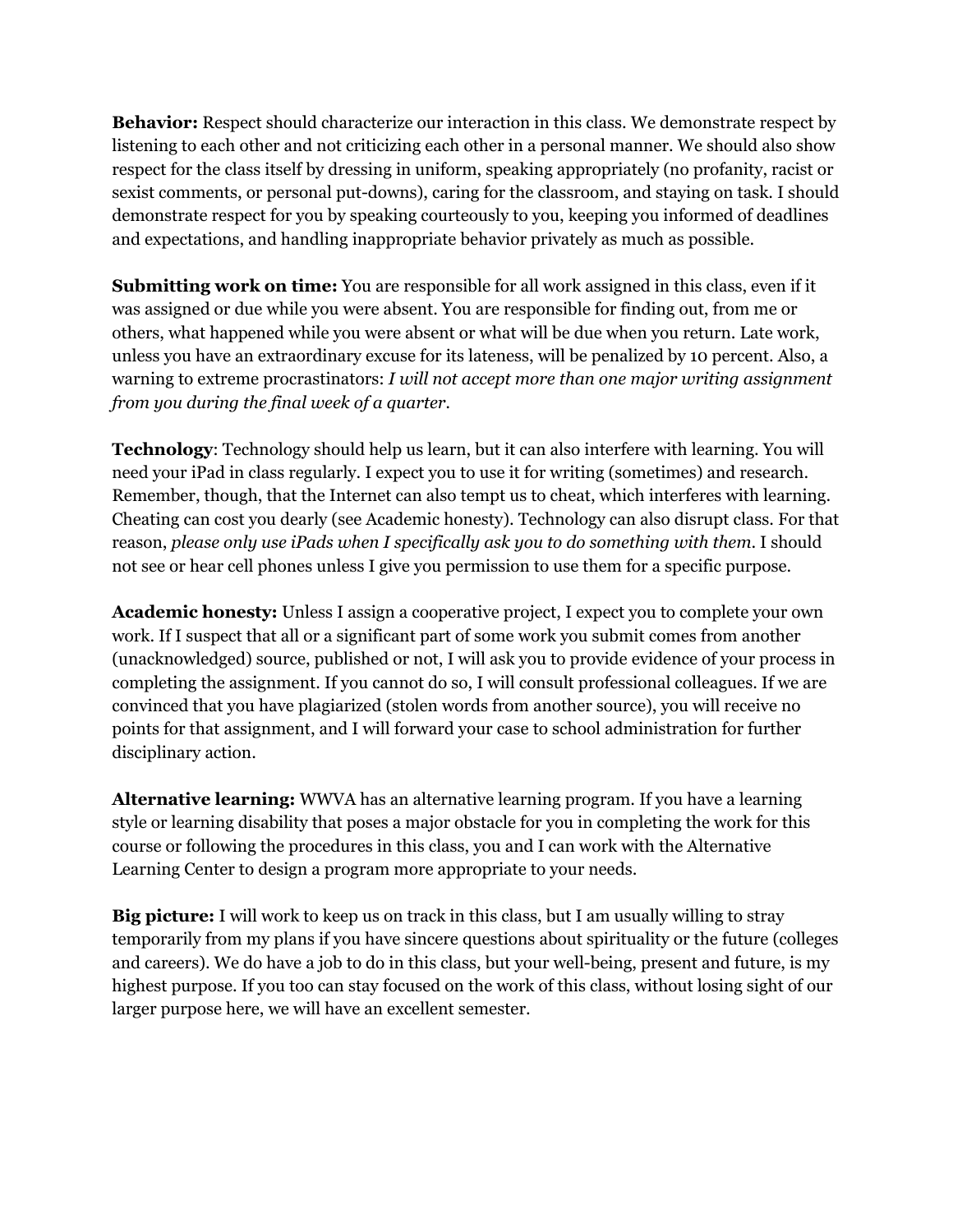**Behavior:** Respect should characterize our interaction in this class. We demonstrate respect by listening to each other and not criticizing each other in a personal manner. We should also show respect for the class itself by dressing in uniform, speaking appropriately (no profanity, racist or sexist comments, or personal put-downs), caring for the classroom, and staying on task. I should demonstrate respect for you by speaking courteously to you, keeping you informed of deadlines and expectations, and handling inappropriate behavior privately as much as possible.

**Submitting work on time:** You are responsible for all work assigned in this class, even if it was assigned or due while you were absent. You are responsible for finding out, from me or others, what happened while you were absent or what will be due when you return. Late work, unless you have an extraordinary excuse for its lateness, will be penalized by 10 percent. Also, a warning to extreme procrastinators: *I will not accept more than one major writing assignment from you during the final week of a quarter*.

**Technology**: Technology should help us learn, but it can also interfere with learning. You will need your iPad in class regularly. I expect you to use it for writing (sometimes) and research. Remember, though, that the Internet can also tempt us to cheat, which interferes with learning. Cheating can cost you dearly (see Academic honesty). Technology can also disrupt class. For that reason, *please only use iPads when I specifically ask you to do something with them*. I should not see or hear cell phones unless I give you permission to use them for a specific purpose.

**Academic honesty:** Unless I assign a cooperative project, I expect you to complete your own work. If I suspect that all or a significant part of some work you submit comes from another (unacknowledged) source, published or not, I will ask you to provide evidence of your process in completing the assignment. If you cannot do so, I will consult professional colleagues. If we are convinced that you have plagiarized (stolen words from another source), you will receive no points for that assignment, and I will forward your case to school administration for further disciplinary action.

**Alternative learning:** WWVA has an alternative learning program. If you have a learning style or learning disability that poses a major obstacle for you in completing the work for this course or following the procedures in this class, you and I can work with the Alternative Learning Center to design a program more appropriate to your needs.

**Big picture:** I will work to keep us on track in this class, but I am usually willing to stray temporarily from my plans if you have sincere questions about spirituality or the future (colleges and careers). We do have a job to do in this class, but your well-being, present and future, is my highest purpose. If you too can stay focused on the work of this class, without losing sight of our larger purpose here, we will have an excellent semester.